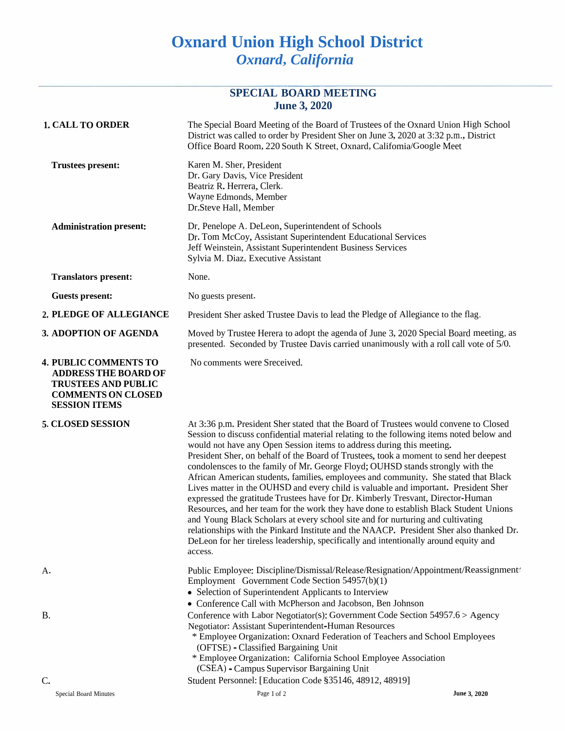# Oxnard Union High School District
*Oxnard, California*

## SPECIAL BOARD MEETING
## June 3, 2020

**1. CALL TO ORDER**

The Special Board Meeting of the Board of Trustees of the Oxnard Union High School District was called to order by President Sher on June 3, 2020 at 3:32 p.m., District Office Board Room, 220 South K Street, Oxnard, Califomia/Google Meet

**Trustees present:**

Karen M. Sher, President
Dr. Gary Davis, Vice President
Beatriz R. Herrera, Clerk.
Wayne Edmonds, Member
Dr.Steve Hall, Member

**Administration present:**

Dr. Penelope A. DeLeon, Superintendent of Schools
Dr. Tom McCoy, Assistant Superintendent Educational Services
Jeff Weinstein, Assistant Superintendent Business Services
Sylvia M. Diaz, Executive Assistant

**Translators present:**

None.

**Guests present:**

No guests present.

**2. PLEDGE OF ALLEGIANCE**

President Sher asked Trustee Davis to lead the Pledge of Allegiance to the flag.

**3. ADOPTION OF AGENDA**

Moved by Trustee Herera to adopt the agenda of June 3, 2020 Special Board meeting, as presented. Seconded by Trustee Davis carried unanimously with a roll call vote of 5/0.

**4. PUBLIC COMMENTS TO ADDRESS THE BOARD OF TRUSTEES AND PUBLIC COMMENTS ON CLOSED SESSION ITEMS**

No comments were Sreceived.

**5. CLOSED SESSION**

At 3:36 p.m. President Sher stated that the Board of Trustees would convene to Closed Session to discuss confidential material relating to the following items noted below and would not have any Open Session items to address during this meeting.
President Sher, on behalf of the Board of Trustees, took a moment to send her deepest condolensces to the family of Mr. George Floyd; OUHSD stands strongly with the African American students, families, employees and community. She stated that Black Lives matter in the OUHSD and every child is valuable and important. President Sher expressed the gratitude Trustees have for Dr. Kimberly Tresvant, Director-Human Resources, and her team for the work they have done to establish Black Student Unions and Young Black Scholars at every school site and for nurturing and cultivating relationships with the Pinkard Institute and the NAACP. President Sher also thanked Dr. DeLeon for her tireless leadership, specifically and intentionally around equity and access.

A. Public Employee: Discipline/Dismissal/Release/Resignation/Appointment/Reassignment Employment Government Code Section 54957(b)(1)

- Selection of Superintendent Applicants to Interview
- Conference Call with McPherson and Jacobson, Ben Johnson

B. Conference with Labor Negotiator(s): Government Code Section 54957.6 > Agency Negotiator: Assistant Superintendent-Human Resources

* Employee Organization: Oxnard Federation of Teachers and School Employees (OFTSE) - Classified Bargaining Unit
* Employee Organization: California School Employee Association (CSEA) - Campus Supervisor Bargaining Unit

C. Student Personnel: [Education Code §35146, 48912, 48919]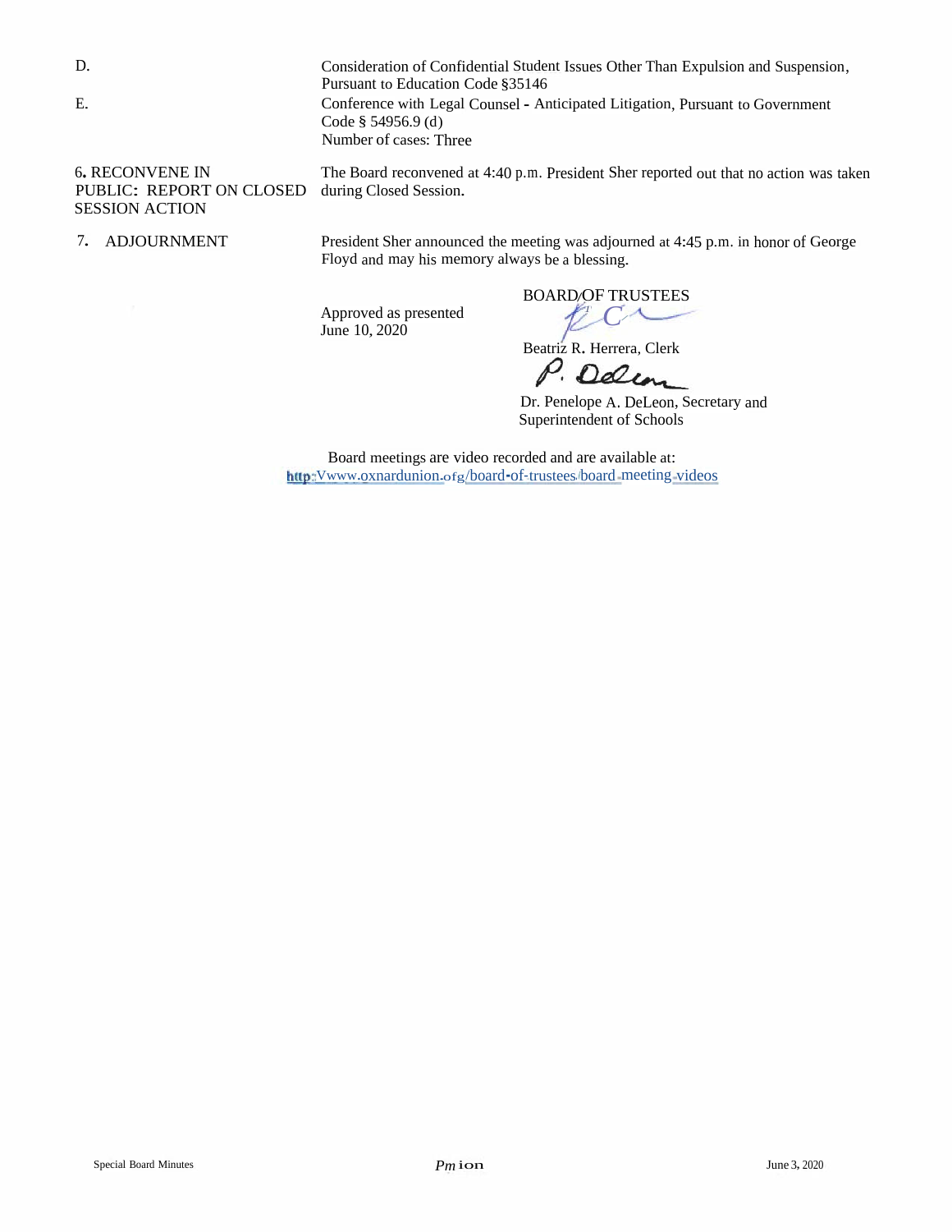D. Consideration of Confidential Student Issues Other Than Expulsion and Suspension, Pursuant to Education Code §35146

E. Conference with Legal Counsel - Anticipated Litigation, Pursuant to Government Code § 54956.9 (d)
Number of cases: Three

**6. RECONVENE IN PUBLIC: REPORT ON CLOSED SESSION ACTION**

The Board reconvened at 4:40 p.m. President Sher reported out that no action was taken during Closed Session.

**7. ADJOURNMENT**

President Sher announced the meeting was adjourned at 4:45 p.m. in honor of George Floyd and may his memory always be a blessing.

Approved as presented
June 10, 2020

BOARD OF TRUSTEES

Beatriz R. Herrera, Clerk

Dr. Penelope A. DeLeon, Secretary and
Superintendent of Schools

Board meetings are video recorded and are available at:
http://www.oxnardunion.org/board-of-trustees/board-meeting-videos